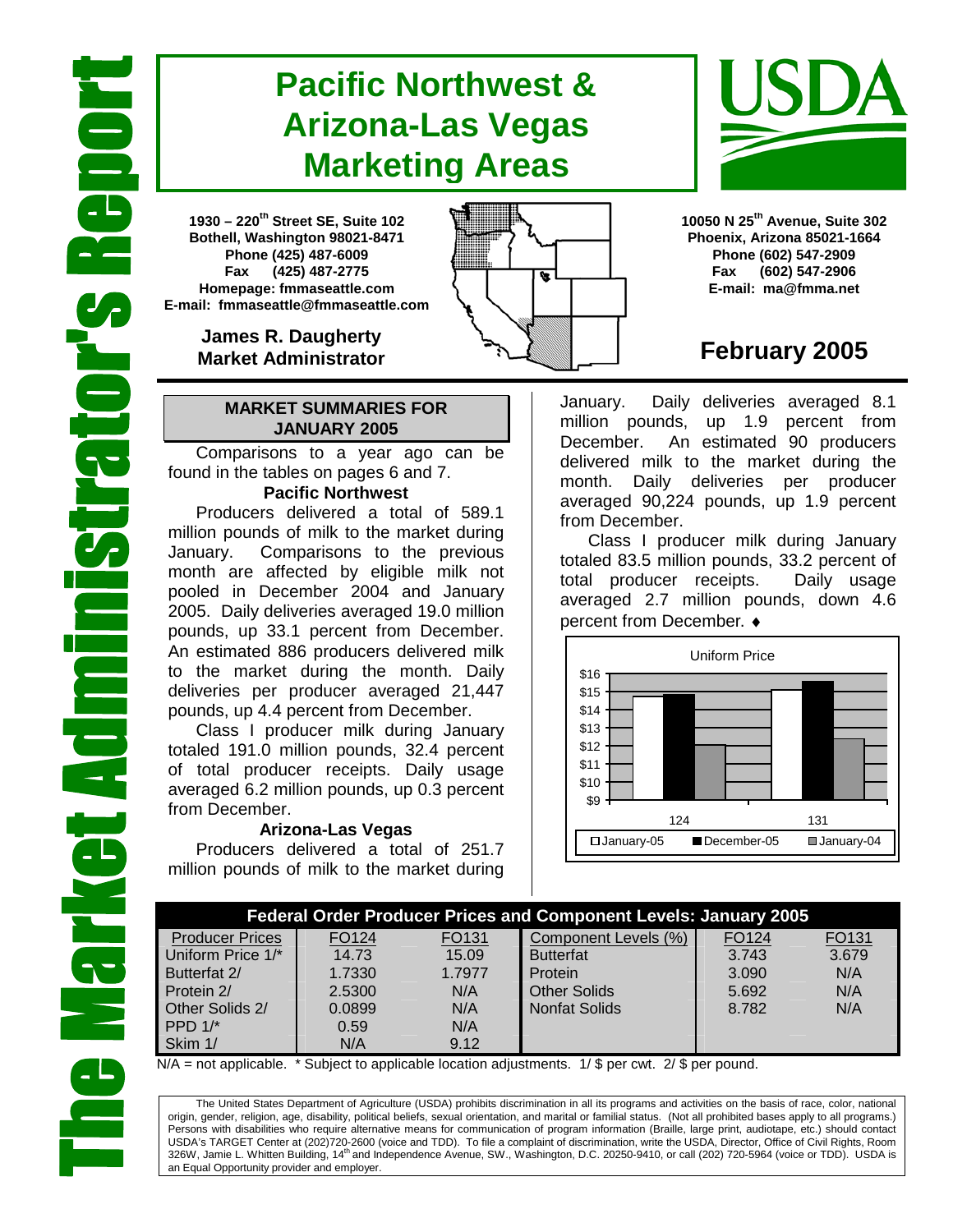The Market Administrator's Report

# Pacific Northwest & Arizona-Las Vegas Marketing Areas

**1930 – 220th Street SE, Suite 102**
**Bothell, Washington 98021-8471**
**Phone (425) 487-6009**
**Fax (425) 487-2775**
**Homepage: fmmaseattle.com**
**E-mail: fmmaseattle@fmmaseattle.com**

**James R. Daugherty**
**Market Administrator**

**10050 N 25th Avenue, Suite 302**
**Phoenix, Arizona 85021-1664**
**Phone (602) 547-2909**
**Fax (602) 547-2906**
**E-mail: ma@fmma.net**

## February 2005

### MARKET SUMMARIES FOR JANUARY 2005

Comparisons to a year ago can be found in the tables on pages 6 and 7.

#### Pacific Northwest

Producers delivered a total of 589.1 million pounds of milk to the market during January. Comparisons to the previous month are affected by eligible milk not pooled in December 2004 and January 2005. Daily deliveries averaged 19.0 million pounds, up 33.1 percent from December. An estimated 886 producers delivered milk to the market during the month. Daily deliveries per producer averaged 21,447 pounds, up 4.4 percent from December.

Class I producer milk during January totaled 191.0 million pounds, 32.4 percent of total producer receipts. Daily usage averaged 6.2 million pounds, up 0.3 percent from December.

#### Arizona-Las Vegas

Producers delivered a total of 251.7 million pounds of milk to the market during January. Daily deliveries averaged 8.1 million pounds, up 1.9 percent from December. An estimated 90 producers delivered milk to the market during the month. Daily deliveries per producer averaged 90,224 pounds, up 1.9 percent from December.

Class I producer milk during January totaled 83.5 million pounds, 33.2 percent of total producer receipts. Daily usage averaged 2.7 million pounds, down 4.6 percent from December. ♦

Uniform Price

| | January-05 | December-05 | January-04 |
|---|---|---|---|
| 124 | | | |
| 131 | | | |

### Federal Order Producer Prices and Component Levels: January 2005

| Producer Prices | FO124 | FO131 | Component Levels (%) | FO124 | FO131 |
|---|---|---|---|---|---|
| Uniform Price 1/* | 14.73 | 15.09 | Butterfat | 3.743 | 3.679 |
| Butterfat 2/ | 1.7330 | 1.7977 | Protein | 3.090 | N/A |
| Protein 2/ | 2.5300 | N/A | Other Solids | 5.692 | N/A |
| Other Solids 2/ | 0.0899 | N/A | Nonfat Solids | 8.782 | N/A |
| PPD 1/* | 0.59 | N/A | | | |
| Skim 1/ | N/A | 9.12 | | | |

N/A = not applicable. * Subject to applicable location adjustments. 1/ $ per cwt. 2/ $ per pound.

The United States Department of Agriculture (USDA) prohibits discrimination in all its programs and activities on the basis of race, color, national origin, gender, religion, age, disability, political beliefs, sexual orientation, and marital or familial status. (Not all prohibited bases apply to all programs.) Persons with disabilities who require alternative means for communication of program information (Braille, large print, audiotape, etc.) should contact USDA's TARGET Center at (202)720-2600 (voice and TDD). To file a complaint of discrimination, write the USDA, Director, Office of Civil Rights, Room 326W, Jamie L. Whitten Building, 14th and Independence Avenue, SW., Washington, D.C. 20250-9410, or call (202) 720-5964 (voice or TDD). USDA is an Equal Opportunity provider and employer.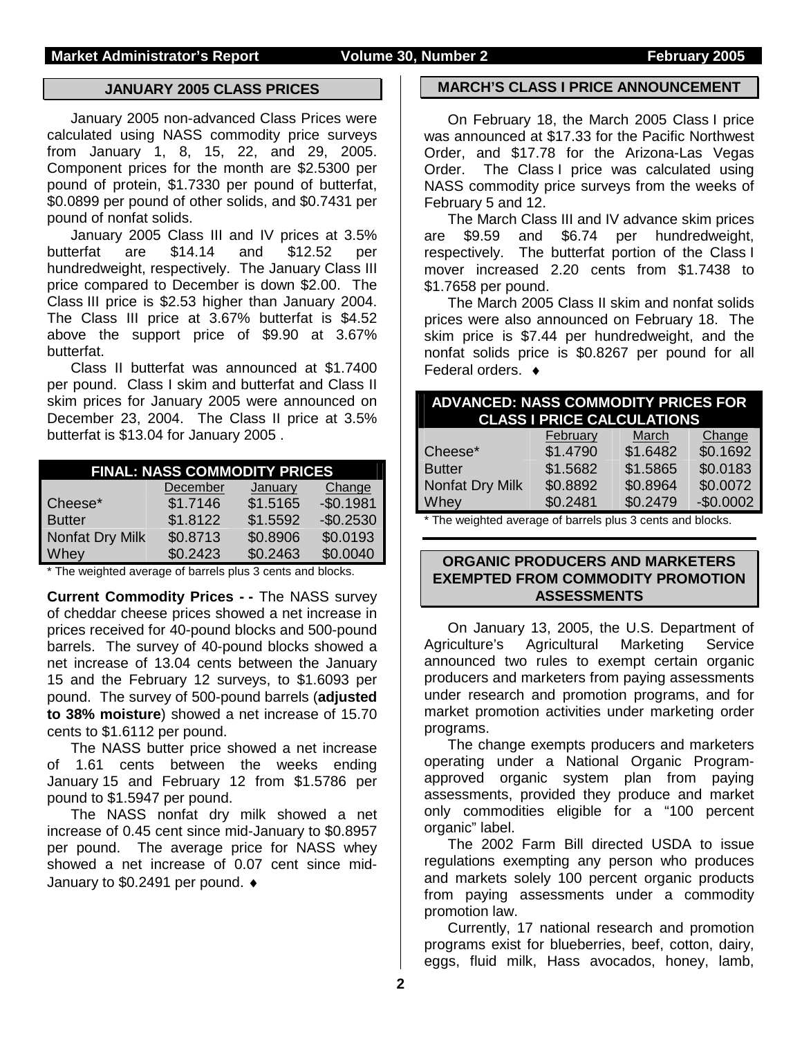## JANUARY 2005 CLASS PRICES

January 2005 non-advanced Class Prices were calculated using NASS commodity price surveys from January 1, 8, 15, 22, and 29, 2005. Component prices for the month are $2.5300 per pound of protein, $1.7330 per pound of butterfat, $0.0899 per pound of other solids, and $0.7431 per pound of nonfat solids.

January 2005 Class III and IV prices at 3.5% butterfat are $14.14 and $12.52 per hundredweight, respectively. The January Class III price compared to December is down $2.00. The Class III price is $2.53 higher than January 2004. The Class III price at 3.67% butterfat is $4.52 above the support price of $9.90 at 3.67% butterfat.

Class II butterfat was announced at $1.7400 per pound. Class I skim and butterfat and Class II skim prices for January 2005 were announced on December 23, 2004. The Class II price at 3.5% butterfat is $13.04 for January 2005 .

**FINAL: NASS COMMODITY PRICES**

| | December | January | Change |
|---|---|---|---|
| Cheese* | $1.7146 | $1.5165 | -$0.1981 |
| Butter | $1.8122 | $1.5592 | -$0.2530 |
| Nonfat Dry Milk | $0.8713 | $0.8906 | $0.0193 |
| Whey | $0.2423 | $0.2463 | $0.0040 |

* The weighted average of barrels plus 3 cents and blocks.

**Current Commodity Prices - -** The NASS survey of cheddar cheese prices showed a net increase in prices received for 40-pound blocks and 500-pound barrels. The survey of 40-pound blocks showed a net increase of 13.04 cents between the January 15 and the February 12 surveys, to $1.6093 per pound. The survey of 500-pound barrels (**adjusted to 38% moisture**) showed a net increase of 15.70 cents to $1.6112 per pound.

The NASS butter price showed a net increase of 1.61 cents between the weeks ending January 15 and February 12 from $1.5786 per pound to $1.5947 per pound.

The NASS nonfat dry milk showed a net increase of 0.45 cent since mid-January to $0.8957 per pound. The average price for NASS whey showed a net increase of 0.07 cent since mid-January to $0.2491 per pound. ♦

## MARCH'S CLASS I PRICE ANNOUNCEMENT

On February 18, the March 2005 Class I price was announced at $17.33 for the Pacific Northwest Order, and $17.78 for the Arizona-Las Vegas Order. The Class I price was calculated using NASS commodity price surveys from the weeks of February 5 and 12.

The March Class III and IV advance skim prices are $9.59 and $6.74 per hundredweight, respectively. The butterfat portion of the Class I mover increased 2.20 cents from $1.7438 to $1.7658 per pound.

The March 2005 Class II skim and nonfat solids prices were also announced on February 18. The skim price is $7.44 per hundredweight, and the nonfat solids price is $0.8267 per pound for all Federal orders. ♦

**ADVANCED: NASS COMMODITY PRICES FOR CLASS I PRICE CALCULATIONS**

| | February | March | Change |
|---|---|---|---|
| Cheese* | $1.4790 | $1.6482 | $0.1692 |
| Butter | $1.5682 | $1.5865 | $0.0183 |
| Nonfat Dry Milk | $0.8892 | $0.8964 | $0.0072 |
| Whey | $0.2481 | $0.2479 | -$0.0002 |

* The weighted average of barrels plus 3 cents and blocks.

## ORGANIC PRODUCERS AND MARKETERS EXEMPTED FROM COMMODITY PROMOTION ASSESSMENTS

On January 13, 2005, the U.S. Department of Agriculture's Agricultural Marketing Service announced two rules to exempt certain organic producers and marketers from paying assessments under research and promotion programs, and for market promotion activities under marketing order programs.

The change exempts producers and marketers operating under a National Organic Program-approved organic system plan from paying assessments, provided they produce and market only commodities eligible for a "100 percent organic" label.

The 2002 Farm Bill directed USDA to issue regulations exempting any person who produces and markets solely 100 percent organic products from paying assessments under a commodity promotion law.

Currently, 17 national research and promotion programs exist for blueberries, beef, cotton, dairy, eggs, fluid milk, Hass avocados, honey, lamb,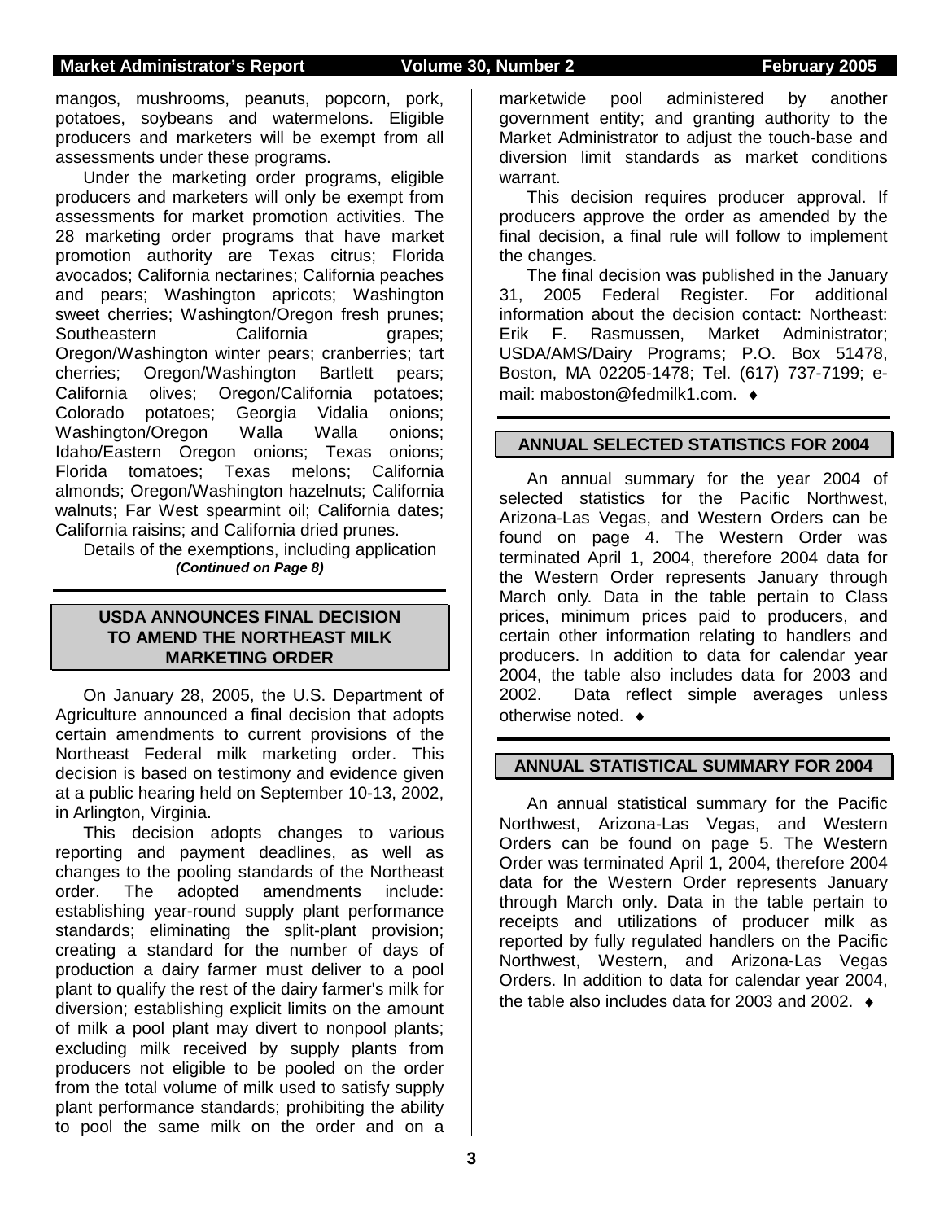mangos, mushrooms, peanuts, popcorn, pork, potatoes, soybeans and watermelons. Eligible producers and marketers will be exempt from all assessments under these programs.

Under the marketing order programs, eligible producers and marketers will only be exempt from assessments for market promotion activities. The 28 marketing order programs that have market promotion authority are Texas citrus; Florida avocados; California nectarines; California peaches and pears; Washington apricots; Washington sweet cherries; Washington/Oregon fresh prunes; Southeastern California grapes; Oregon/Washington winter pears; cranberries; tart cherries; Oregon/Washington Bartlett pears; California olives; Oregon/California potatoes; Colorado potatoes; Georgia Vidalia onions; Washington/Oregon Walla Walla onions; Idaho/Eastern Oregon onions; Texas onions; Florida tomatoes; Texas melons; California almonds; Oregon/Washington hazelnuts; California walnuts; Far West spearmint oil; California dates; California raisins; and California dried prunes.

Details of the exemptions, including application

***(Continued on Page 8)***

## USDA ANNOUNCES FINAL DECISION TO AMEND THE NORTHEAST MILK MARKETING ORDER

On January 28, 2005, the U.S. Department of Agriculture announced a final decision that adopts certain amendments to current provisions of the Northeast Federal milk marketing order. This decision is based on testimony and evidence given at a public hearing held on September 10-13, 2002, in Arlington, Virginia.

This decision adopts changes to various reporting and payment deadlines, as well as changes to the pooling standards of the Northeast order. The adopted amendments include: establishing year-round supply plant performance standards; eliminating the split-plant provision; creating a standard for the number of days of production a dairy farmer must deliver to a pool plant to qualify the rest of the dairy farmer's milk for diversion; establishing explicit limits on the amount of milk a pool plant may divert to nonpool plants; excluding milk received by supply plants from producers not eligible to be pooled on the order from the total volume of milk used to satisfy supply plant performance standards; prohibiting the ability to pool the same milk on the order and on a marketwide pool administered by another government entity; and granting authority to the Market Administrator to adjust the touch-base and diversion limit standards as market conditions warrant.

This decision requires producer approval. If producers approve the order as amended by the final decision, a final rule will follow to implement the changes.

The final decision was published in the January 31, 2005 Federal Register. For additional information about the decision contact: Northeast: Erik F. Rasmussen, Market Administrator; USDA/AMS/Dairy Programs; P.O. Box 51478, Boston, MA 02205-1478; Tel. (617) 737-7199; e-mail: maboston@fedmilk1.com. ♦

## ANNUAL SELECTED STATISTICS FOR 2004

An annual summary for the year 2004 of selected statistics for the Pacific Northwest, Arizona-Las Vegas, and Western Orders can be found on page 4. The Western Order was terminated April 1, 2004, therefore 2004 data for the Western Order represents January through March only. Data in the table pertain to Class prices, minimum prices paid to producers, and certain other information relating to handlers and producers. In addition to data for calendar year 2004, the table also includes data for 2003 and 2002. Data reflect simple averages unless otherwise noted. ♦

## ANNUAL STATISTICAL SUMMARY FOR 2004

An annual statistical summary for the Pacific Northwest, Arizona-Las Vegas, and Western Orders can be found on page 5. The Western Order was terminated April 1, 2004, therefore 2004 data for the Western Order represents January through March only. Data in the table pertain to receipts and utilizations of producer milk as reported by fully regulated handlers on the Pacific Northwest, Western, and Arizona-Las Vegas Orders. In addition to data for calendar year 2004, the table also includes data for 2003 and 2002. ♦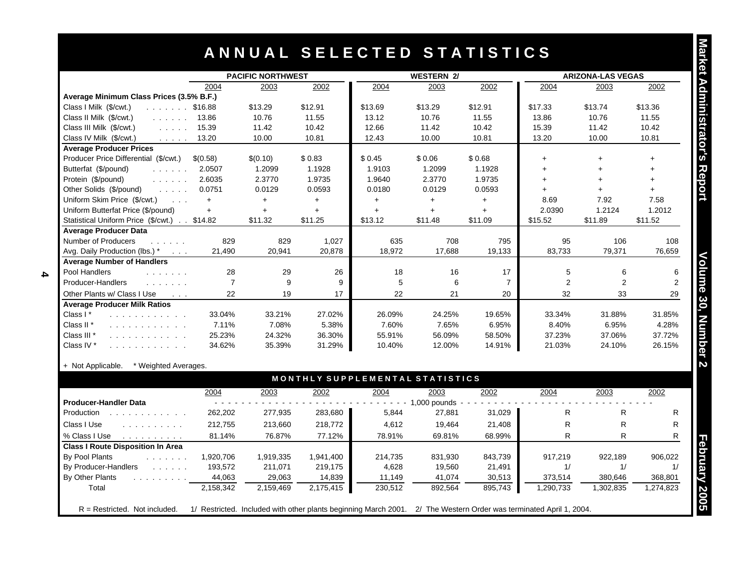# ANNUAL SELECTED STATISTICS

| | PACIFIC NORTHWEST | | | WESTERN 2/ | | | ARIZONA-LAS VEGAS | | |
|---|---|---|---|---|---|---|---|---|---|
| | 2004 | 2003 | 2002 | 2004 | 2003 | 2002 | 2004 | 2003 | 2002 |
| **Average Minimum Class Prices (3.5% B.F.)** | | | | | | | | | |
| Class I Milk ($/cwt.) | $16.88 | $13.29 | $12.91 | $13.69 | $13.29 | $12.91 | $17.33 | $13.74 | $13.36 |
| Class II Milk ($/cwt.) | 13.86 | 10.76 | 11.55 | 13.12 | 10.76 | 11.55 | 13.86 | 10.76 | 11.55 |
| Class III Milk ($/cwt.) | 15.39 | 11.42 | 10.42 | 12.66 | 11.42 | 10.42 | 15.39 | 11.42 | 10.42 |
| Class IV Milk ($/cwt.) | 13.20 | 10.00 | 10.81 | 12.43 | 10.00 | 10.81 | 13.20 | 10.00 | 10.81 |
| **Average Producer Prices** | | | | | | | | | |
| Producer Price Differential ($/cwt.) | $(0.58) | $(0.10) | $ 0.83 | $ 0.45 | $ 0.06 | $ 0.68 | + | + | + |
| Butterfat ($/pound) | 2.0507 | 1.2099 | 1.1928 | 1.9103 | 1.2099 | 1.1928 | + | + | + |
| Protein ($/pound) | 2.6035 | 2.3770 | 1.9735 | 1.9640 | 2.3770 | 1.9735 | + | + | + |
| Other Solids ($/pound) | 0.0751 | 0.0129 | 0.0593 | 0.0180 | 0.0129 | 0.0593 | + | + | + |
| Uniform Skim Price ($/cwt.) | + | + | + | + | + | + | 8.69 | 7.92 | 7.58 |
| Uniform Butterfat Price ($/pound) | + | + | + | + | + | + | 2.0390 | 1.2124 | 1.2012 |
| Statistical Uniform Price ($/cwt.) | $14.82 | $11.32 | $11.25 | $13.12 | $11.48 | $11.09 | $15.52 | $11.89 | $11.52 |
| **Average Producer Data** | | | | | | | | | |
| Number of Producers | 829 | 829 | 1,027 | 635 | 708 | 795 | 95 | 106 | 108 |
| Avg. Daily Production (lbs.) * | 21,490 | 20,941 | 20,878 | 18,972 | 17,688 | 19,133 | 83,733 | 79,371 | 76,659 |
| **Average Number of Handlers** | | | | | | | | | |
| Pool Handlers | 28 | 29 | 26 | 18 | 16 | 17 | 5 | 6 | 6 |
| Producer-Handlers | 7 | 9 | 9 | 5 | 6 | 7 | 2 | 2 | 2 |
| Other Plants w/ Class I Use | 22 | 19 | 17 | 22 | 21 | 20 | 32 | 33 | 29 |
| **Average Producer Milk Ratios** | | | | | | | | | |
| Class I * | 33.04% | 33.21% | 27.02% | 26.09% | 24.25% | 19.65% | 33.34% | 31.88% | 31.85% |
| Class II * | 7.11% | 7.08% | 5.38% | 7.60% | 7.65% | 6.95% | 8.40% | 6.95% | 4.28% |
| Class III * | 25.23% | 24.32% | 36.30% | 55.91% | 56.09% | 58.50% | 37.23% | 37.06% | 37.72% |
| Class IV * | 34.62% | 35.39% | 31.29% | 10.40% | 12.00% | 14.91% | 21.03% | 24.10% | 26.15% |

+ Not Applicable. * Weighted Averages.

## MONTHLY SUPPLEMENTAL STATISTICS

| | 2004 | 2003 | 2002 | 2004 | 2003 | 2002 | 2004 | 2003 | 2002 |
|---|---|---|---|---|---|---|---|---|---|
| **Producer-Handler Data** | 1,000 pounds | | | | | | | | |
| Production | 262,202 | 277,935 | 283,680 | 5,844 | 27,881 | 31,029 | R | R | R |
| Class I Use | 212,755 | 213,660 | 218,772 | 4,612 | 19,464 | 21,408 | R | R | R |
| % Class I Use | 81.14% | 76.87% | 77.12% | 78.91% | 69.81% | 68.99% | R | R | R |
| **Class I Route Disposition In Area** | | | | | | | | | |
| By Pool Plants | 1,920,706 | 1,919,335 | 1,941,400 | 214,735 | 831,930 | 843,739 | 917,219 | 922,189 | 906,022 |
| By Producer-Handlers | 193,572 | 211,071 | 219,175 | 4,628 | 19,560 | 21,491 | 1/ | 1/ | 1/ |
| By Other Plants | 44,063 | 29,063 | 14,839 | 11,149 | 41,074 | 30,513 | 373,514 | 380,646 | 368,801 |
| Total | 2,158,342 | 2,159,469 | 2,175,415 | 230,512 | 892,564 | 895,743 | 1,290,733 | 1,302,835 | 1,274,823 |

R = Restricted. Not included. 1/ Restricted. Included with other plants beginning March 2001. 2/ The Western Order was terminated April 1, 2004.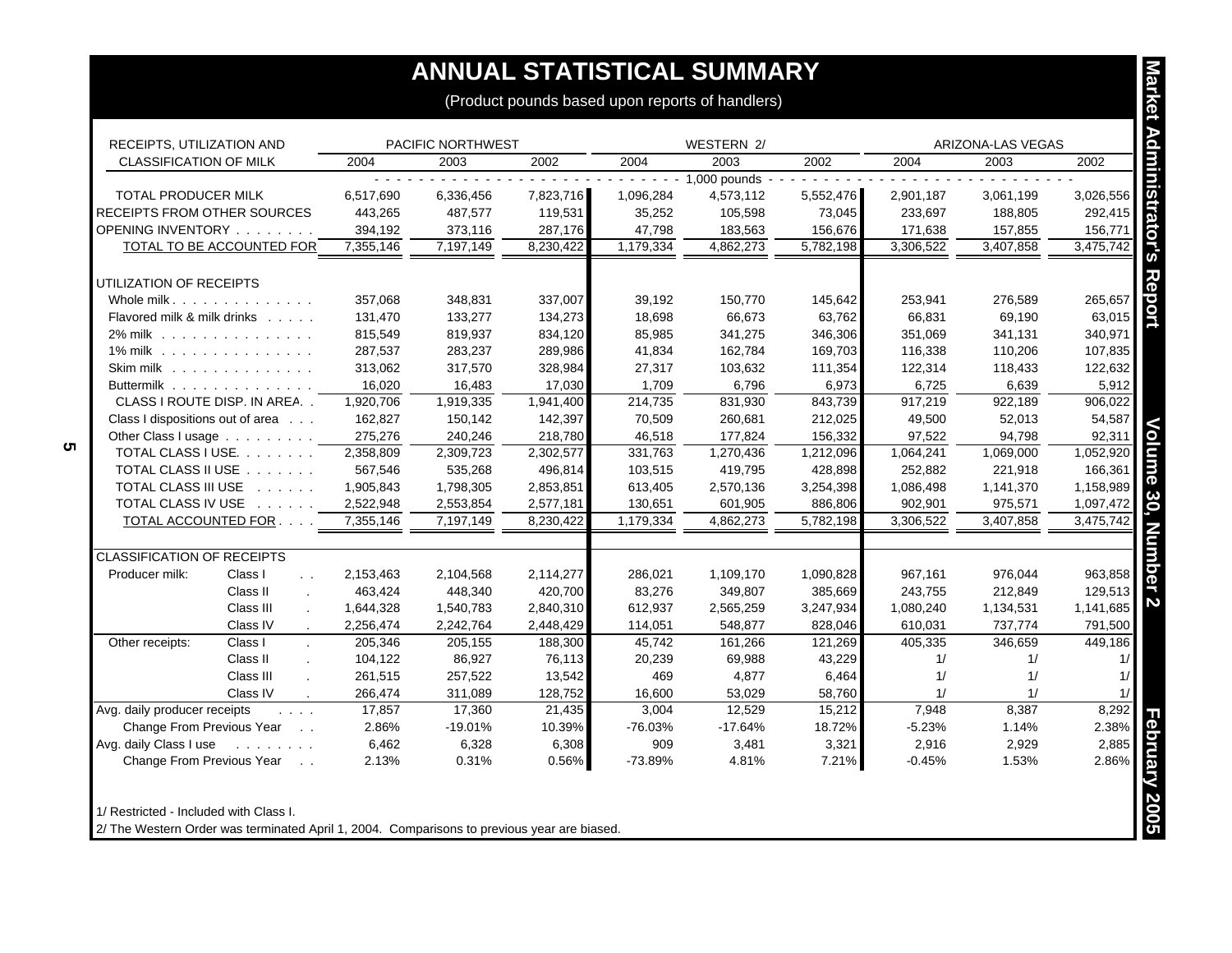# ANNUAL STATISTICAL SUMMARY

(Product pounds based upon reports of handlers)

| RECEIPTS, UTILIZATION AND CLASSIFICATION OF MILK | | PACIFIC NORTHWEST | | | WESTERN 2/ | | | ARIZONA-LAS VEGAS | | |
|---|---|---|---|---|---|---|---|---|---|---|
| | | 2004 | 2003 | 2002 | 2004 | 2003 | 2002 | 2004 | 2003 | 2002 |
| | | 1,000 pounds | | | | | | | | |
| TOTAL PRODUCER MILK | | 6,517,690 | 6,336,456 | 7,823,716 | 1,096,284 | 4,573,112 | 5,552,476 | 2,901,187 | 3,061,199 | 3,026,556 |
| RECEIPTS FROM OTHER SOURCES | | 443,265 | 487,577 | 119,531 | 35,252 | 105,598 | 73,045 | 233,697 | 188,805 | 292,415 |
| OPENING INVENTORY | | 394,192 | 373,116 | 287,176 | 47,798 | 183,563 | 156,676 | 171,638 | 157,855 | 156,771 |
| TOTAL TO BE ACCOUNTED FOR | | 7,355,146 | 7,197,149 | 8,230,422 | 1,179,334 | 4,862,273 | 5,782,198 | 3,306,522 | 3,407,858 | 3,475,742 |
| UTILIZATION OF RECEIPTS | | | | | | | | | | |
| Whole milk | | 357,068 | 348,831 | 337,007 | 39,192 | 150,770 | 145,642 | 253,941 | 276,589 | 265,657 |
| Flavored milk & milk drinks | | 131,470 | 133,277 | 134,273 | 18,698 | 66,673 | 63,762 | 66,831 | 69,190 | 63,015 |
| 2% milk | | 815,549 | 819,937 | 834,120 | 85,985 | 341,275 | 346,306 | 351,069 | 341,131 | 340,971 |
| 1% milk | | 287,537 | 283,237 | 289,986 | 41,834 | 162,784 | 169,703 | 116,338 | 110,206 | 107,835 |
| Skim milk | | 313,062 | 317,570 | 328,984 | 27,317 | 103,632 | 111,354 | 122,314 | 118,433 | 122,632 |
| Buttermilk | | 16,020 | 16,483 | 17,030 | 1,709 | 6,796 | 6,973 | 6,725 | 6,639 | 5,912 |
| CLASS I ROUTE DISP. IN AREA | | 1,920,706 | 1,919,335 | 1,941,400 | 214,735 | 831,930 | 843,739 | 917,219 | 922,189 | 906,022 |
| Class I dispositions out of area | | 162,827 | 150,142 | 142,397 | 70,509 | 260,681 | 212,025 | 49,500 | 52,013 | 54,587 |
| Other Class I usage | | 275,276 | 240,246 | 218,780 | 46,518 | 177,824 | 156,332 | 97,522 | 94,798 | 92,311 |
| TOTAL CLASS I USE | | 2,358,809 | 2,309,723 | 2,302,577 | 331,763 | 1,270,436 | 1,212,096 | 1,064,241 | 1,069,000 | 1,052,920 |
| TOTAL CLASS II USE | | 567,546 | 535,268 | 496,814 | 103,515 | 419,795 | 428,898 | 252,882 | 221,918 | 166,361 |
| TOTAL CLASS III USE | | 1,905,843 | 1,798,305 | 2,853,851 | 613,405 | 2,570,136 | 3,254,398 | 1,086,498 | 1,141,370 | 1,158,989 |
| TOTAL CLASS IV USE | | 2,522,948 | 2,553,854 | 2,577,181 | 130,651 | 601,905 | 886,806 | 902,901 | 975,571 | 1,097,472 |
| TOTAL ACCOUNTED FOR | | 7,355,146 | 7,197,149 | 8,230,422 | 1,179,334 | 4,862,273 | 5,782,198 | 3,306,522 | 3,407,858 | 3,475,742 |
| CLASSIFICATION OF RECEIPTS | | | | | | | | | | |
| Producer milk: | Class I | 2,153,463 | 2,104,568 | 2,114,277 | 286,021 | 1,109,170 | 1,090,828 | 967,161 | 976,044 | 963,858 |
| | Class II | 463,424 | 448,340 | 420,700 | 83,276 | 349,807 | 385,669 | 243,755 | 212,849 | 129,513 |
| | Class III | 1,644,328 | 1,540,783 | 2,840,310 | 612,937 | 2,565,259 | 3,247,934 | 1,080,240 | 1,134,531 | 1,141,685 |
| | Class IV | 2,256,474 | 2,242,764 | 2,448,429 | 114,051 | 548,877 | 828,046 | 610,031 | 737,774 | 791,500 |
| Other receipts: | Class I | 205,346 | 205,155 | 188,300 | 45,742 | 161,266 | 121,269 | 405,335 | 346,659 | 449,186 |
| | Class II | 104,122 | 86,927 | 76,113 | 20,239 | 69,988 | 43,229 | 1/ | 1/ | 1/ |
| | Class III | 261,515 | 257,522 | 13,542 | 469 | 4,877 | 6,464 | 1/ | 1/ | 1/ |
| | Class IV | 266,474 | 311,089 | 128,752 | 16,600 | 53,029 | 58,760 | 1/ | 1/ | 1/ |
| Avg. daily producer receipts | | 17,857 | 17,360 | 21,435 | 3,004 | 12,529 | 15,212 | 7,948 | 8,387 | 8,292 |
| Change From Previous Year | | 2.86% | -19.01% | 10.39% | -76.03% | -17.64% | 18.72% | -5.23% | 1.14% | 2.38% |
| Avg. daily Class I use | | 6,462 | 6,328 | 6,308 | 909 | 3,481 | 3,321 | 2,916 | 2,929 | 2,885 |
| Change From Previous Year | | 2.13% | 0.31% | 0.56% | -73.89% | 4.81% | 7.21% | -0.45% | 1.53% | 2.86% |

1/ Restricted - Included with Class I.

2/ The Western Order was terminated April 1, 2004. Comparisons to previous year are biased.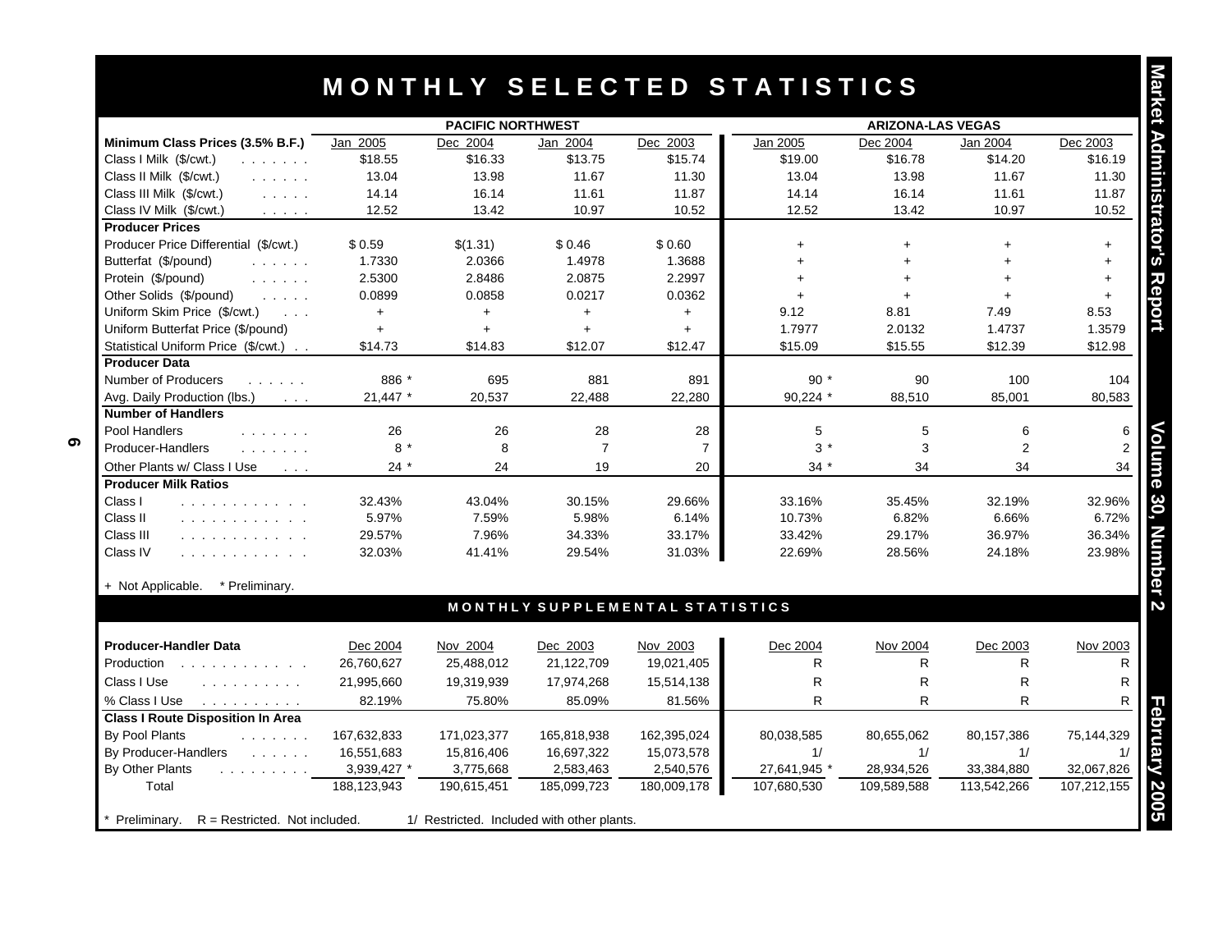# MONTHLY SELECTED STATISTICS

| Minimum Class Prices (3.5% B.F.) | PACIFIC NORTHWEST Jan 2005 | Dec 2004 | Jan 2004 | Dec 2003 | ARIZONA-LAS VEGAS Jan 2005 | Dec 2004 | Jan 2004 | Dec 2003 |
|---|---|---|---|---|---|---|---|---|
| Class I Milk ($/cwt.) | $18.55 | $16.33 | $13.75 | $15.74 | $19.00 | $16.78 | $14.20 | $16.19 |
| Class II Milk ($/cwt.) | 13.04 | 13.98 | 11.67 | 11.30 | 13.04 | 13.98 | 11.67 | 11.30 |
| Class III Milk ($/cwt.) | 14.14 | 16.14 | 11.61 | 11.87 | 14.14 | 16.14 | 11.61 | 11.87 |
| Class IV Milk ($/cwt.) | 12.52 | 13.42 | 10.97 | 10.52 | 12.52 | 13.42 | 10.97 | 10.52 |
| **Producer Prices** | | | | | | | | |
| Producer Price Differential ($/cwt.) | $ 0.59 | $(1.31) | $ 0.46 | $ 0.60 | + | + | + | + |
| Butterfat ($/pound) | 1.7330 | 2.0366 | 1.4978 | 1.3688 | + | + | + | + |
| Protein ($/pound) | 2.5300 | 2.8486 | 2.0875 | 2.2997 | + | + | + | + |
| Other Solids ($/pound) | 0.0899 | 0.0858 | 0.0217 | 0.0362 | + | + | + | + |
| Uniform Skim Price ($/cwt.) | + | + | + | + | 9.12 | 8.81 | 7.49 | 8.53 |
| Uniform Butterfat Price ($/pound) | + | + | + | + | 1.7977 | 2.0132 | 1.4737 | 1.3579 |
| Statistical Uniform Price ($/cwt.) | $14.73 | $14.83 | $12.07 | $12.47 | $15.09 | $15.55 | $12.39 | $12.98 |
| **Producer Data** | | | | | | | | |
| Number of Producers | 886 * | 695 | 881 | 891 | 90 * | 90 | 100 | 104 |
| Avg. Daily Production (lbs.) | 21,447 * | 20,537 | 22,488 | 22,280 | 90,224 * | 88,510 | 85,001 | 80,583 |
| **Number of Handlers** | | | | | | | | |
| Pool Handlers | 26 | 26 | 28 | 28 | 5 | 5 | 6 | 6 |
| Producer-Handlers | 8 * | 8 | 7 | 7 | 3 * | 3 | 2 | 2 |
| Other Plants w/ Class I Use | 24 * | 24 | 19 | 20 | 34 * | 34 | 34 | 34 |
| **Producer Milk Ratios** | | | | | | | | |
| Class I | 32.43% | 43.04% | 30.15% | 29.66% | 33.16% | 35.45% | 32.19% | 32.96% |
| Class II | 5.97% | 7.59% | 5.98% | 6.14% | 10.73% | 6.82% | 6.66% | 6.72% |
| Class III | 29.57% | 7.96% | 34.33% | 33.17% | 33.42% | 29.17% | 36.97% | 36.34% |
| Class IV | 32.03% | 41.41% | 29.54% | 31.03% | 22.69% | 28.56% | 24.18% | 23.98% |

+ Not Applicable. * Preliminary.

## MONTHLY SUPPLEMENTAL STATISTICS

| Producer-Handler Data | PACIFIC NORTHWEST Dec 2004 | Nov 2004 | Dec 2003 | Nov 2003 | ARIZONA-LAS VEGAS Dec 2004 | Nov 2004 | Dec 2003 | Nov 2003 |
|---|---|---|---|---|---|---|---|---|
| Production | 26,760,627 | 25,488,012 | 21,122,709 | 19,021,405 | R | R | R | R |
| Class I Use | 21,995,660 | 19,319,939 | 17,974,268 | 15,514,138 | R | R | R | R |
| % Class I Use | 82.19% | 75.80% | 85.09% | 81.56% | R | R | R | R |
| **Class I Route Disposition In Area** | | | | | | | | |
| By Pool Plants | 167,632,833 | 171,023,377 | 165,818,938 | 162,395,024 | 80,038,585 | 80,655,062 | 80,157,386 | 75,144,329 |
| By Producer-Handlers | 16,551,683 | 15,816,406 | 16,697,322 | 15,073,578 | 1/ | 1/ | 1/ | 1/ |
| By Other Plants | 3,939,427 * | 3,775,668 | 2,583,463 | 2,540,576 | 27,641,945 * | 28,934,526 | 33,384,880 | 32,067,826 |
| Total | 188,123,943 | 190,615,451 | 185,099,723 | 180,009,178 | 107,680,530 | 109,589,588 | 113,542,266 | 107,212,155 |

* Preliminary. R = Restricted. Not included. 1/ Restricted. Included with other plants.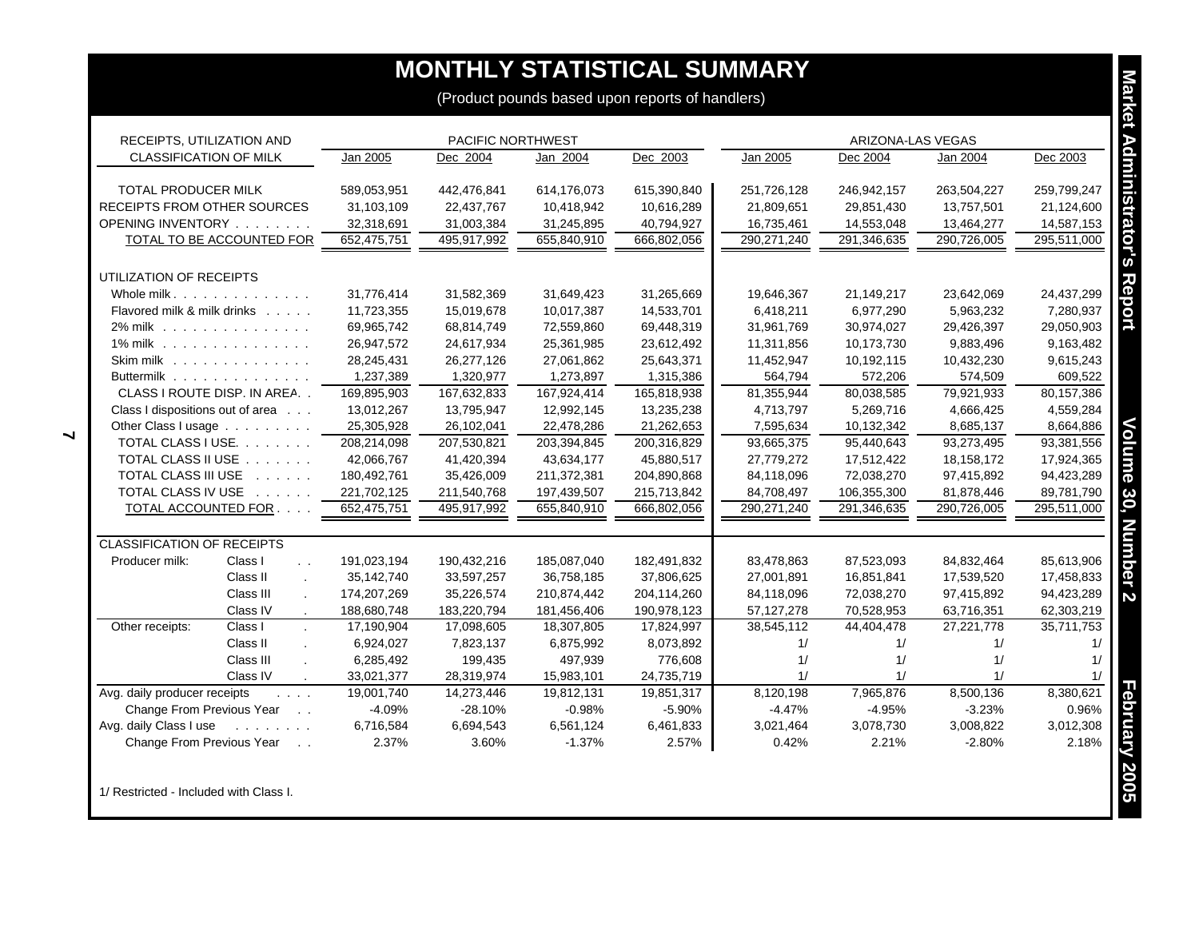# MONTHLY STATISTICAL SUMMARY

(Product pounds based upon reports of handlers)

| RECEIPTS, UTILIZATION AND CLASSIFICATION OF MILK | | PACIFIC NORTHWEST Jan 2005 | Dec 2004 | Jan 2004 | Dec 2003 | ARIZONA-LAS VEGAS Jan 2005 | Dec 2004 | Jan 2004 | Dec 2003 |
|---|---|---|---|---|---|---|---|---|---|
| TOTAL PRODUCER MILK | | 589,053,951 | 442,476,841 | 614,176,073 | 615,390,840 | 251,726,128 | 246,942,157 | 263,504,227 | 259,799,247 |
| RECEIPTS FROM OTHER SOURCES | | 31,103,109 | 22,437,767 | 10,418,942 | 10,616,289 | 21,809,651 | 29,851,430 | 13,757,501 | 21,124,600 |
| OPENING INVENTORY | | 32,318,691 | 31,003,384 | 31,245,895 | 40,794,927 | 16,735,461 | 14,553,048 | 13,464,277 | 14,587,153 |
| TOTAL TO BE ACCOUNTED FOR | | 652,475,751 | 495,917,992 | 655,840,910 | 666,802,056 | 290,271,240 | 291,346,635 | 290,726,005 | 295,511,000 |
| UTILIZATION OF RECEIPTS | | | | | | | | | |
| Whole milk | | 31,776,414 | 31,582,369 | 31,649,423 | 31,265,669 | 19,646,367 | 21,149,217 | 23,642,069 | 24,437,299 |
| Flavored milk & milk drinks | | 11,723,355 | 15,019,678 | 10,017,387 | 14,533,701 | 6,418,211 | 6,977,290 | 5,963,232 | 7,280,937 |
| 2% milk | | 69,965,742 | 68,814,749 | 72,559,860 | 69,448,319 | 31,961,769 | 30,974,027 | 29,426,397 | 29,050,903 |
| 1% milk | | 26,947,572 | 24,617,934 | 25,361,985 | 23,612,492 | 11,311,856 | 10,173,730 | 9,883,496 | 9,163,482 |
| Skim milk | | 28,245,431 | 26,277,126 | 27,061,862 | 25,643,371 | 11,452,947 | 10,192,115 | 10,432,230 | 9,615,243 |
| Buttermilk | | 1,237,389 | 1,320,977 | 1,273,897 | 1,315,386 | 564,794 | 572,206 | 574,509 | 609,522 |
| CLASS I ROUTE DISP. IN AREA | | 169,895,903 | 167,632,833 | 167,924,414 | 165,818,938 | 81,355,944 | 80,038,585 | 79,921,933 | 80,157,386 |
| Class I dispositions out of area | | 13,012,267 | 13,795,947 | 12,992,145 | 13,235,238 | 4,713,797 | 5,269,716 | 4,666,425 | 4,559,284 |
| Other Class I usage | | 25,305,928 | 26,102,041 | 22,478,286 | 21,262,653 | 7,595,634 | 10,132,342 | 8,685,137 | 8,664,886 |
| TOTAL CLASS I USE | | 208,214,098 | 207,530,821 | 203,394,845 | 200,316,829 | 93,665,375 | 95,440,643 | 93,273,495 | 93,381,556 |
| TOTAL CLASS II USE | | 42,066,767 | 41,420,394 | 43,634,177 | 45,880,517 | 27,779,272 | 17,512,422 | 18,158,172 | 17,924,365 |
| TOTAL CLASS III USE | | 180,492,761 | 35,426,009 | 211,372,381 | 204,890,868 | 84,118,096 | 72,038,270 | 97,415,892 | 94,423,289 |
| TOTAL CLASS IV USE | | 221,702,125 | 211,540,768 | 197,439,507 | 215,713,842 | 84,708,497 | 106,355,300 | 81,878,446 | 89,781,790 |
| TOTAL ACCOUNTED FOR | | 652,475,751 | 495,917,992 | 655,840,910 | 666,802,056 | 290,271,240 | 291,346,635 | 290,726,005 | 295,511,000 |
| CLASSIFICATION OF RECEIPTS | | | | | | | | | |
| Producer milk: | Class I | 191,023,194 | 190,432,216 | 185,087,040 | 182,491,832 | 83,478,863 | 87,523,093 | 84,832,464 | 85,613,906 |
| | Class II | 35,142,740 | 33,597,257 | 36,758,185 | 37,806,625 | 27,001,891 | 16,851,841 | 17,539,520 | 17,458,833 |
| | Class III | 174,207,269 | 35,226,574 | 210,874,442 | 204,114,260 | 84,118,096 | 72,038,270 | 97,415,892 | 94,423,289 |
| | Class IV | 188,680,748 | 183,220,794 | 181,456,406 | 190,978,123 | 57,127,278 | 70,528,953 | 63,716,351 | 62,303,219 |
| Other receipts: | Class I | 17,190,904 | 17,098,605 | 18,307,805 | 17,824,997 | 38,545,112 | 44,404,478 | 27,221,778 | 35,711,753 |
| | Class II | 6,924,027 | 7,823,137 | 6,875,992 | 8,073,892 | 1/ | 1/ | 1/ | 1/ |
| | Class III | 6,285,492 | 199,435 | 497,939 | 776,608 | 1/ | 1/ | 1/ | 1/ |
| | Class IV | 33,021,377 | 28,319,974 | 15,983,101 | 24,735,719 | 1/ | 1/ | 1/ | 1/ |
| Avg. daily producer receipts | | 19,001,740 | 14,273,446 | 19,812,131 | 19,851,317 | 8,120,198 | 7,965,876 | 8,500,136 | 8,380,621 |
| Change From Previous Year | | -4.09% | -28.10% | -0.98% | -5.90% | -4.47% | -4.95% | -3.23% | 0.96% |
| Avg. daily Class I use | | 6,716,584 | 6,694,543 | 6,561,124 | 6,461,833 | 3,021,464 | 3,078,730 | 3,008,822 | 3,012,308 |
| Change From Previous Year | | 2.37% | 3.60% | -1.37% | 2.57% | 0.42% | 2.21% | -2.80% | 2.18% |

1/ Restricted - Included with Class I.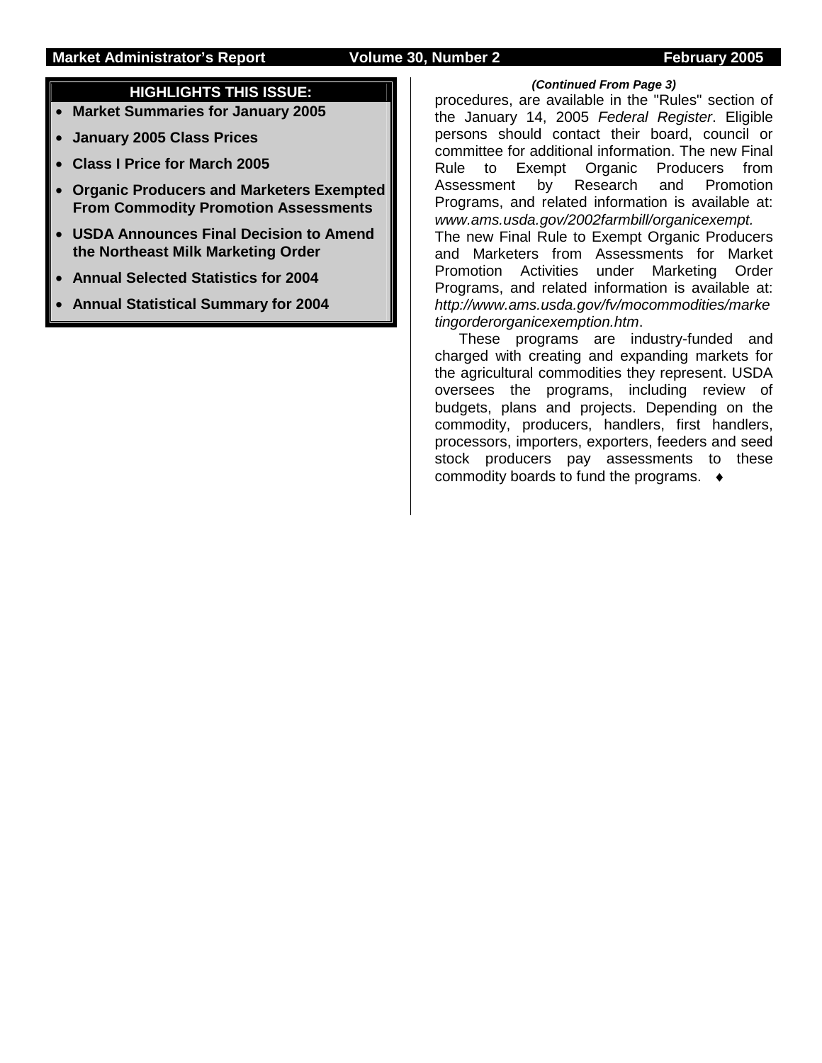## HIGHLIGHTS THIS ISSUE:

- **Market Summaries for January 2005**
- **January 2005 Class Prices**
- **Class I Price for March 2005**
- **Organic Producers and Marketers Exempted From Commodity Promotion Assessments**
- **USDA Announces Final Decision to Amend the Northeast Milk Marketing Order**
- **Annual Selected Statistics for 2004**
- **Annual Statistical Summary for 2004**

***(Continued From Page 3)***

procedures, are available in the "Rules" section of the January 14, 2005 *Federal Register*. Eligible persons should contact their board, council or committee for additional information. The new Final Rule to Exempt Organic Producers from Assessment by Research and Promotion Programs, and related information is available at: *www.ams.usda.gov/2002farmbill/organicexempt.*
The new Final Rule to Exempt Organic Producers and Marketers from Assessments for Market Promotion Activities under Marketing Order Programs, and related information is available at: *http://www.ams.usda.gov/fv/mocommodities/marketingorderorganicexemption.htm*.

These programs are industry-funded and charged with creating and expanding markets for the agricultural commodities they represent. USDA oversees the programs, including review of budgets, plans and projects. Depending on the commodity, producers, handlers, first handlers, processors, importers, exporters, feeders and seed stock producers pay assessments to these commodity boards to fund the programs. ♦